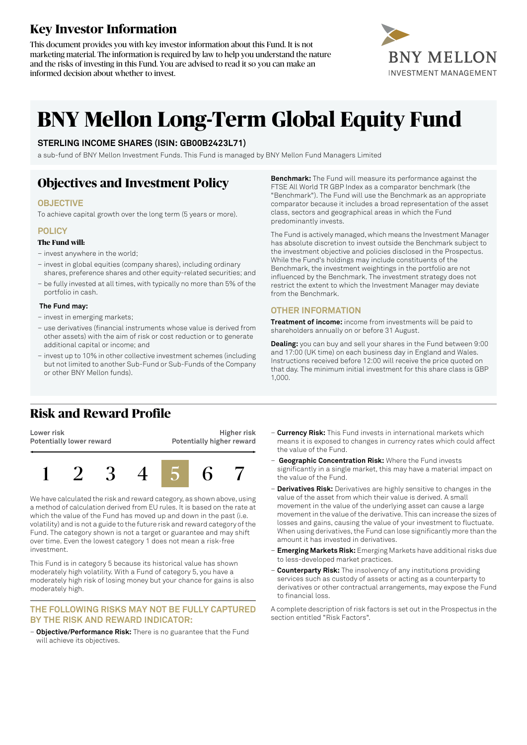# Key Investor Information

This document provides you with key investor information about this Fund. It is not marketing material. The information is required by law to help you understand the nature and the risks of investing in this Fund. You are advised to read it so you can make an informed decision about whether to invest.

BNY MELLON
INVESTMENT MANAGEMENT

# BNY Mellon Long-Term Global Equity Fund

**STERLING INCOME SHARES (ISIN: GB00B2423L71)**

a sub-fund of BNY Mellon Investment Funds. This Fund is managed by BNY Mellon Fund Managers Limited

## Objectives and Investment Policy

### OBJECTIVE

To achieve capital growth over the long term (5 years or more).

### POLICY

**The Fund will:**

- invest anywhere in the world;
- invest in global equities (company shares), including ordinary shares, preference shares and other equity-related securities; and
- be fully invested at all times, with typically no more than 5% of the portfolio in cash.

**The Fund may:**

- invest in emerging markets;
- use derivatives (financial instruments whose value is derived from other assets) with the aim of risk or cost reduction or to generate additional capital or income; and
- invest up to 10% in other collective investment schemes (including but not limited to another Sub-Fund or Sub-Funds of the Company or other BNY Mellon funds).

**Benchmark:** The Fund will measure its performance against the FTSE All World TR GBP Index as a comparator benchmark (the "Benchmark"). The Fund will use the Benchmark as an appropriate comparator because it includes a broad representation of the asset class, sectors and geographical areas in which the Fund predominantly invests.

The Fund is actively managed, which means the Investment Manager has absolute discretion to invest outside the Benchmark subject to the investment objective and policies disclosed in the Prospectus. While the Fund's holdings may include constituents of the Benchmark, the investment weightings in the portfolio are not influenced by the Benchmark. The investment strategy does not restrict the extent to which the Investment Manager may deviate from the Benchmark.

### OTHER INFORMATION

**Treatment of income:** income from investments will be paid to shareholders annually on or before 31 August.

**Dealing:** you can buy and sell your shares in the Fund between 9:00 and 17:00 (UK time) on each business day in England and Wales. Instructions received before 12:00 will receive the price quoted on that day. The minimum initial investment for this share class is GBP 1,000.

## Risk and Reward Profile

| Lower risk<br>Potentially lower reward | | | | | | Higher risk<br>Potentially higher reward |
|---|---|---|---|---|---|---|
| 1 | 2 | 3 | 4 | **5** | 6 | 7 |

We have calculated the risk and reward category, as shown above, using a method of calculation derived from EU rules. It is based on the rate at which the value of the Fund has moved up and down in the past (i.e. volatility) and is not a guide to the future risk and reward category of the Fund. The category shown is not a target or guarantee and may shift over time. Even the lowest category 1 does not mean a risk-free investment.

This Fund is in category 5 because its historical value has shown moderately high volatility. With a Fund of category 5, you have a moderately high risk of losing money but your chance for gains is also moderately high.

### THE FOLLOWING RISKS MAY NOT BE FULLY CAPTURED BY THE RISK AND REWARD INDICATOR:

- **Objective/Performance Risk:** There is no guarantee that the Fund will achieve its objectives.
- **Currency Risk:** This Fund invests in international markets which means it is exposed to changes in currency rates which could affect the value of the Fund.
- **Geographic Concentration Risk:** Where the Fund invests significantly in a single market, this may have a material impact on the value of the Fund.
- **Derivatives Risk:** Derivatives are highly sensitive to changes in the value of the asset from which their value is derived. A small movement in the value of the underlying asset can cause a large movement in the value of the derivative. This can increase the sizes of losses and gains, causing the value of your investment to fluctuate. When using derivatives, the Fund can lose significantly more than the amount it has invested in derivatives.
- **Emerging Markets Risk:** Emerging Markets have additional risks due to less-developed market practices.
- **Counterparty Risk:** The insolvency of any institutions providing services such as custody of assets or acting as a counterparty to derivatives or other contractual arrangements, may expose the Fund to financial loss.

A complete description of risk factors is set out in the Prospectus in the section entitled "Risk Factors".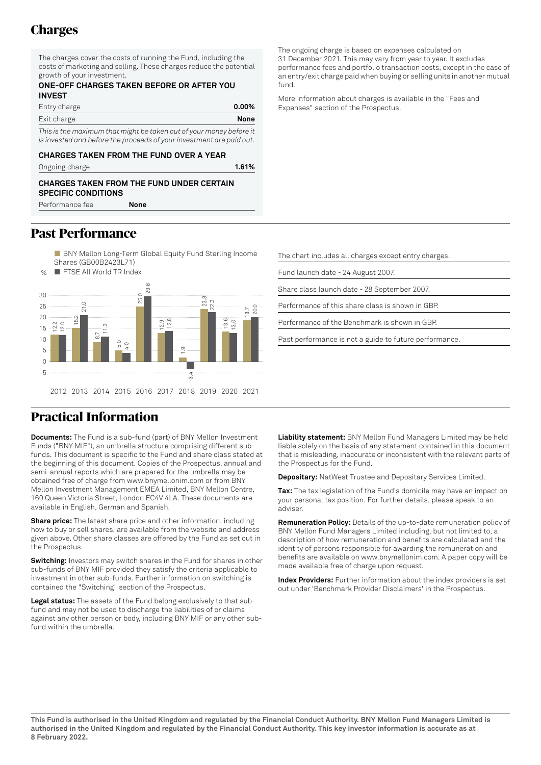## Charges

The charges cover the costs of running the Fund, including the costs of marketing and selling. These charges reduce the potential growth of your investment.

**ONE-OFF CHARGES TAKEN BEFORE OR AFTER YOU INVEST**

| | |
|---|---|
| Entry charge | **0.00%** |
| Exit charge | **None** |

*This is the maximum that might be taken out of your money before it is invested and before the proceeds of your investment are paid out.*

**CHARGES TAKEN FROM THE FUND OVER A YEAR**

| | |
|---|---|
| Ongoing charge | **1.61%** |

**CHARGES TAKEN FROM THE FUND UNDER CERTAIN SPECIFIC CONDITIONS**

| | |
|---|---|
| Performance fee | **None** |

The ongoing charge is based on expenses calculated on 31 December 2021. This may vary from year to year. It excludes performance fees and portfolio transaction costs, except in the case of an entry/exit charge paid when buying or selling units in another mutual fund.

More information about charges is available in the "Fees and Expenses" section of the Prospectus.

## Past Performance

BNY Mellon Long-Term Global Equity Fund Sterling Income Shares (GB00B2423L71)

FTSE All World TR Index

%

30
25
20
15
10
5
0
-5

12.2 12.0
15.2 21.0
8.7 11.3
5.0 4.0
25.0 29.6
12.9 13.8
1.9 -3.4
23.8 22.3
13.6 13.0
18.7 20.0

2012 2013 2014 2015 2016 2017 2018 2019 2020 2021

The chart includes all charges except entry charges.

Fund launch date - 24 August 2007.

Share class launch date - 28 September 2007.

Performance of this share class is shown in GBP.

Performance of the Benchmark is shown in GBP.

Past performance is not a guide to future performance.

## Practical Information

**Documents:** The Fund is a sub-fund (part) of BNY Mellon Investment Funds ("BNY MIF"), an umbrella structure comprising different sub-funds. This document is specific to the Fund and share class stated at the beginning of this document. Copies of the Prospectus, annual and semi-annual reports which are prepared for the umbrella may be obtained free of charge from www.bnymellonim.com or from BNY Mellon Investment Management EMEA Limited, BNY Mellon Centre, 160 Queen Victoria Street, London EC4V 4LA. These documents are available in English, German and Spanish.

**Share price:** The latest share price and other information, including how to buy or sell shares, are available from the website and address given above. Other share classes are offered by the Fund as set out in the Prospectus.

**Switching:** Investors may switch shares in the Fund for shares in other sub-funds of BNY MIF provided they satisfy the criteria applicable to investment in other sub-funds. Further information on switching is contained the "Switching" section of the Prospectus.

**Legal status:** The assets of the Fund belong exclusively to that sub-fund and may not be used to discharge the liabilities of or claims against any other person or body, including BNY MIF or any other sub-fund within the umbrella.

**Liability statement:** BNY Mellon Fund Managers Limited may be held liable solely on the basis of any statement contained in this document that is misleading, inaccurate or inconsistent with the relevant parts of the Prospectus for the Fund.

**Depositary:** NatWest Trustee and Depositary Services Limited.

**Tax:** The tax legislation of the Fund's domicile may have an impact on your personal tax position. For further details, please speak to an adviser.

**Remuneration Policy:** Details of the up-to-date remuneration policy of BNY Mellon Fund Managers Limited including, but not limited to, a description of how remuneration and benefits are calculated and the identity of persons responsible for awarding the remuneration and benefits are available on www.bnymellonim.com. A paper copy will be made available free of charge upon request.

**Index Providers:** Further information about the index providers is set out under 'Benchmark Provider Disclaimers' in the Prospectus.

**This Fund is authorised in the United Kingdom and regulated by the Financial Conduct Authority. BNY Mellon Fund Managers Limited is authorised in the United Kingdom and regulated by the Financial Conduct Authority. This key investor information is accurate as at 8 February 2022.**